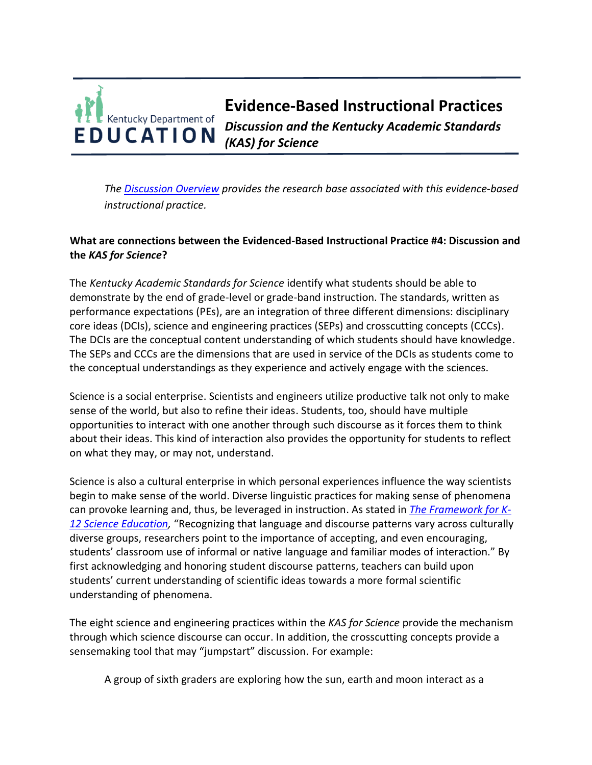# Evidence-Based Instructional Practices

## *Discussion and the Kentucky Academic Standards (KAS) for Science*

*The [Discussion Overview] provides the research base associated with this evidence-based instructional practice.*

**What are connections between the Evidenced-Based Instructional Practice #4: Discussion and the *KAS for Science*?**

The *Kentucky Academic Standards for Science* identify what students should be able to demonstrate by the end of grade-level or grade-band instruction. The standards, written as performance expectations (PEs), are an integration of three different dimensions: disciplinary core ideas (DCIs), science and engineering practices (SEPs) and crosscutting concepts (CCCs). The DCIs are the conceptual content understanding of which students should have knowledge. The SEPs and CCCs are the dimensions that are used in service of the DCIs as students come to the conceptual understandings as they experience and actively engage with the sciences.

Science is a social enterprise. Scientists and engineers utilize productive talk not only to make sense of the world, but also to refine their ideas. Students, too, should have multiple opportunities to interact with one another through such discourse as it forces them to think about their ideas. This kind of interaction also provides the opportunity for students to reflect on what they may, or may not, understand.

Science is also a cultural enterprise in which personal experiences influence the way scientists begin to make sense of the world. Diverse linguistic practices for making sense of phenomena can provoke learning and, thus, be leveraged in instruction. As stated in *[The Framework for K-12 Science Education]*, "Recognizing that language and discourse patterns vary across culturally diverse groups, researchers point to the importance of accepting, and even encouraging, students' classroom use of informal or native language and familiar modes of interaction." By first acknowledging and honoring student discourse patterns, teachers can build upon students' current understanding of scientific ideas towards a more formal scientific understanding of phenomena.

The eight science and engineering practices within the *KAS for Science* provide the mechanism through which science discourse can occur. In addition, the crosscutting concepts provide a sensemaking tool that may "jumpstart" discussion. For example:

> A group of sixth graders are exploring how the sun, earth and moon interact as a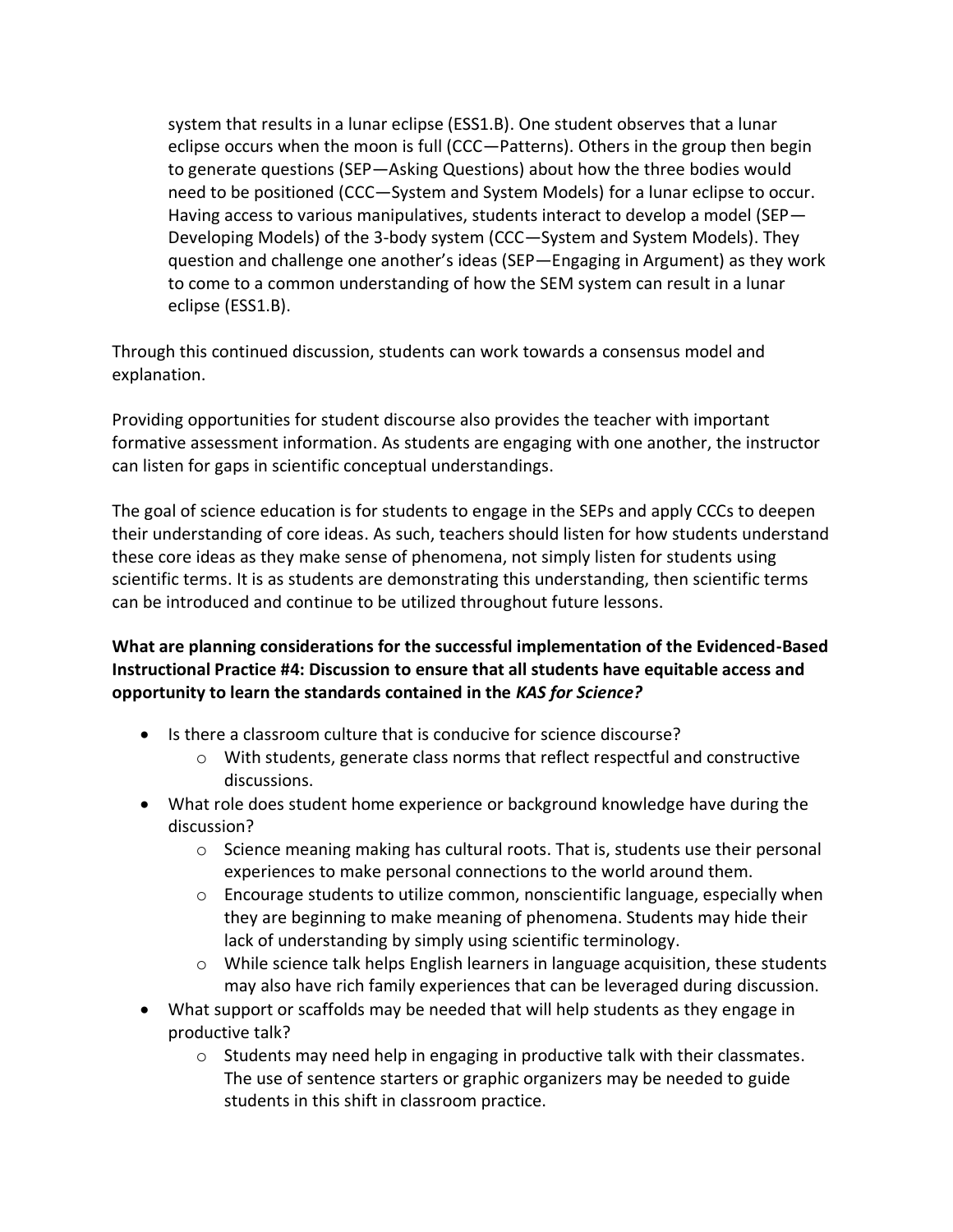> system that results in a lunar eclipse (ESS1.B). One student observes that a lunar eclipse occurs when the moon is full (CCC—Patterns). Others in the group then begin to generate questions (SEP—Asking Questions) about how the three bodies would need to be positioned (CCC—System and System Models) for a lunar eclipse to occur. Having access to various manipulatives, students interact to develop a model (SEP—Developing Models) of the 3-body system (CCC—System and System Models). They question and challenge one another's ideas (SEP—Engaging in Argument) as they work to come to a common understanding of how the SEM system can result in a lunar eclipse (ESS1.B).

Through this continued discussion, students can work towards a consensus model and explanation.

Providing opportunities for student discourse also provides the teacher with important formative assessment information. As students are engaging with one another, the instructor can listen for gaps in scientific conceptual understandings.

The goal of science education is for students to engage in the SEPs and apply CCCs to deepen their understanding of core ideas. As such, teachers should listen for how students understand these core ideas as they make sense of phenomena, not simply listen for students using scientific terms. It is as students are demonstrating this understanding, then scientific terms can be introduced and continue to be utilized throughout future lessons.

**What are planning considerations for the successful implementation of the Evidenced-Based Instructional Practice #4: Discussion to ensure that all students have equitable access and opportunity to learn the standards contained in the *KAS for Science?***

- Is there a classroom culture that is conducive for science discourse?
  - With students, generate class norms that reflect respectful and constructive discussions.
- What role does student home experience or background knowledge have during the discussion?
  - Science meaning making has cultural roots. That is, students use their personal experiences to make personal connections to the world around them.
  - Encourage students to utilize common, nonscientific language, especially when they are beginning to make meaning of phenomena. Students may hide their lack of understanding by simply using scientific terminology.
  - While science talk helps English learners in language acquisition, these students may also have rich family experiences that can be leveraged during discussion.
- What support or scaffolds may be needed that will help students as they engage in productive talk?
  - Students may need help in engaging in productive talk with their classmates. The use of sentence starters or graphic organizers may be needed to guide students in this shift in classroom practice.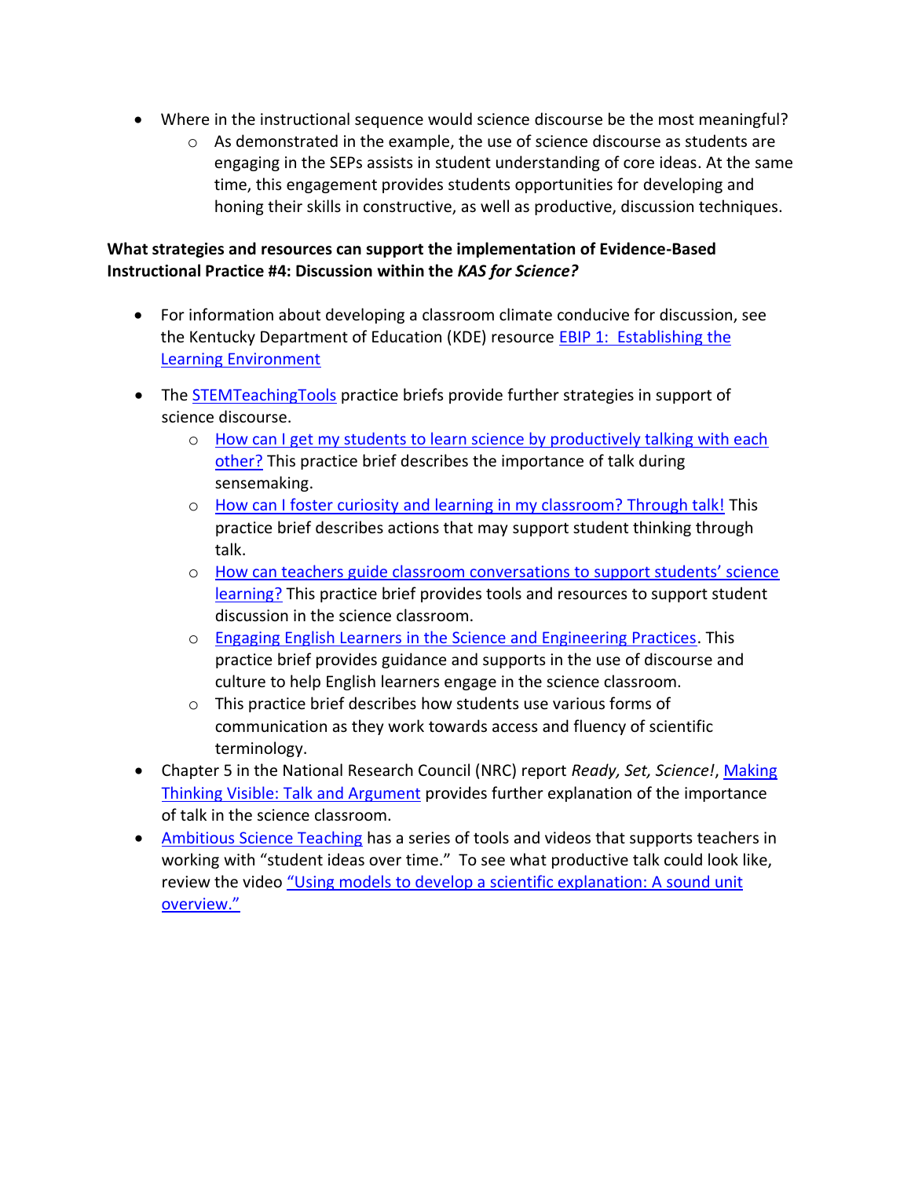- Where in the instructional sequence would science discourse be the most meaningful?
  - As demonstrated in the example, the use of science discourse as students are engaging in the SEPs assists in student understanding of core ideas. At the same time, this engagement provides students opportunities for developing and honing their skills in constructive, as well as productive, discussion techniques.

**What strategies and resources can support the implementation of Evidence-Based Instructional Practice #4: Discussion within the *KAS for Science?***

- For information about developing a classroom climate conducive for discussion, see the Kentucky Department of Education (KDE) resource EBIP 1: Establishing the Learning Environment

- The STEMTeachingTools practice briefs provide further strategies in support of science discourse.
  - How can I get my students to learn science by productively talking with each other? This practice brief describes the importance of talk during sensemaking.
  - How can I foster curiosity and learning in my classroom? Through talk! This practice brief describes actions that may support student thinking through talk.
  - How can teachers guide classroom conversations to support students' science learning? This practice brief provides tools and resources to support student discussion in the science classroom.
  - Engaging English Learners in the Science and Engineering Practices. This practice brief provides guidance and supports in the use of discourse and culture to help English learners engage in the science classroom.
  - This practice brief describes how students use various forms of communication as they work towards access and fluency of scientific terminology.
- Chapter 5 in the National Research Council (NRC) report *Ready, Set, Science!*, Making Thinking Visible: Talk and Argument provides further explanation of the importance of talk in the science classroom.
- Ambitious Science Teaching has a series of tools and videos that supports teachers in working with "student ideas over time." To see what productive talk could look like, review the video "Using models to develop a scientific explanation: A sound unit overview."